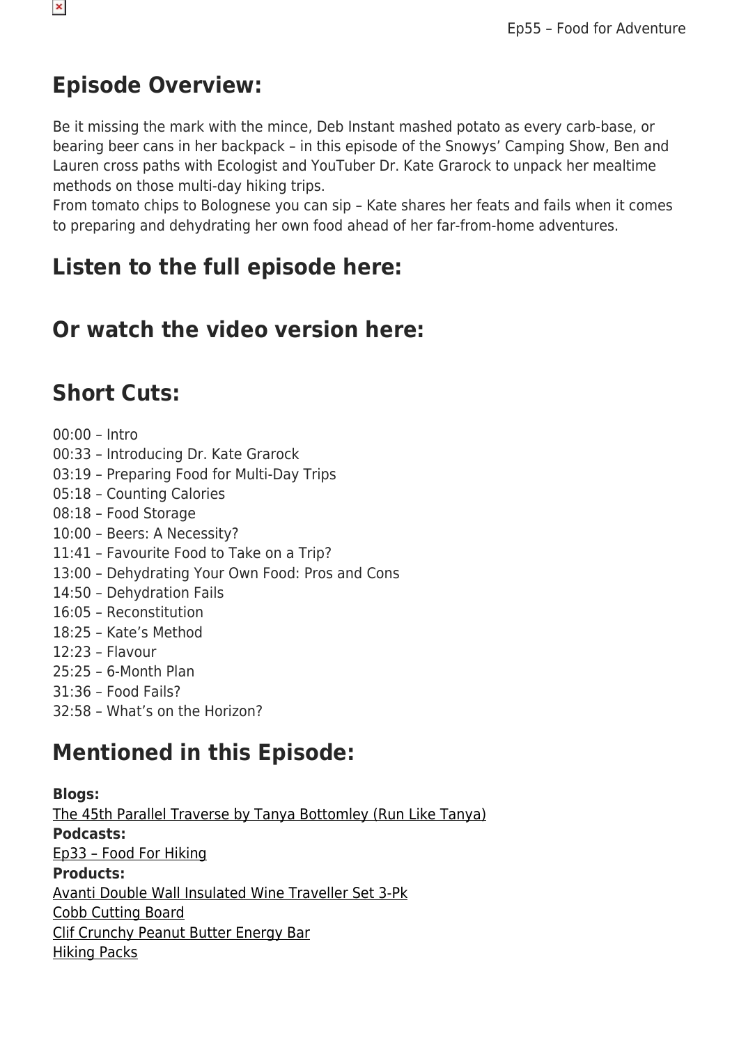## Episode Overview:

Be it missing the mark with the mince, Deb Instant mashed potato as every carb-base, or bearing beer cans in her backpack – in this episode of the Snowys' Camping Show, Ben and Lauren cross paths with Ecologist and YouTuber Dr. Kate Grarock to unpack her mealtime methods on those multi-day hiking trips.
From tomato chips to Bolognese you can sip – Kate shares her feats and fails when it comes to preparing and dehydrating her own food ahead of her far-from-home adventures.

## Listen to the full episode here:

## Or watch the video version here:

## Short Cuts:

00:00 – Intro
00:33 – Introducing Dr. Kate Grarock
03:19 – Preparing Food for Multi-Day Trips
05:18 – Counting Calories
08:18 – Food Storage
10:00 – Beers: A Necessity?
11:41 – Favourite Food to Take on a Trip?
13:00 – Dehydrating Your Own Food: Pros and Cons
14:50 – Dehydration Fails
16:05 – Reconstitution
18:25 – Kate's Method
12:23 – Flavour
25:25 – 6-Month Plan
31:36 – Food Fails?
32:58 – What's on the Horizon?

## Mentioned in this Episode:

**Blogs:**
The 45th Parallel Traverse by Tanya Bottomley (Run Like Tanya)
**Podcasts:**
Ep33 – Food For Hiking
**Products:**
Avanti Double Wall Insulated Wine Traveller Set 3-Pk
Cobb Cutting Board
Clif Crunchy Peanut Butter Energy Bar
Hiking Packs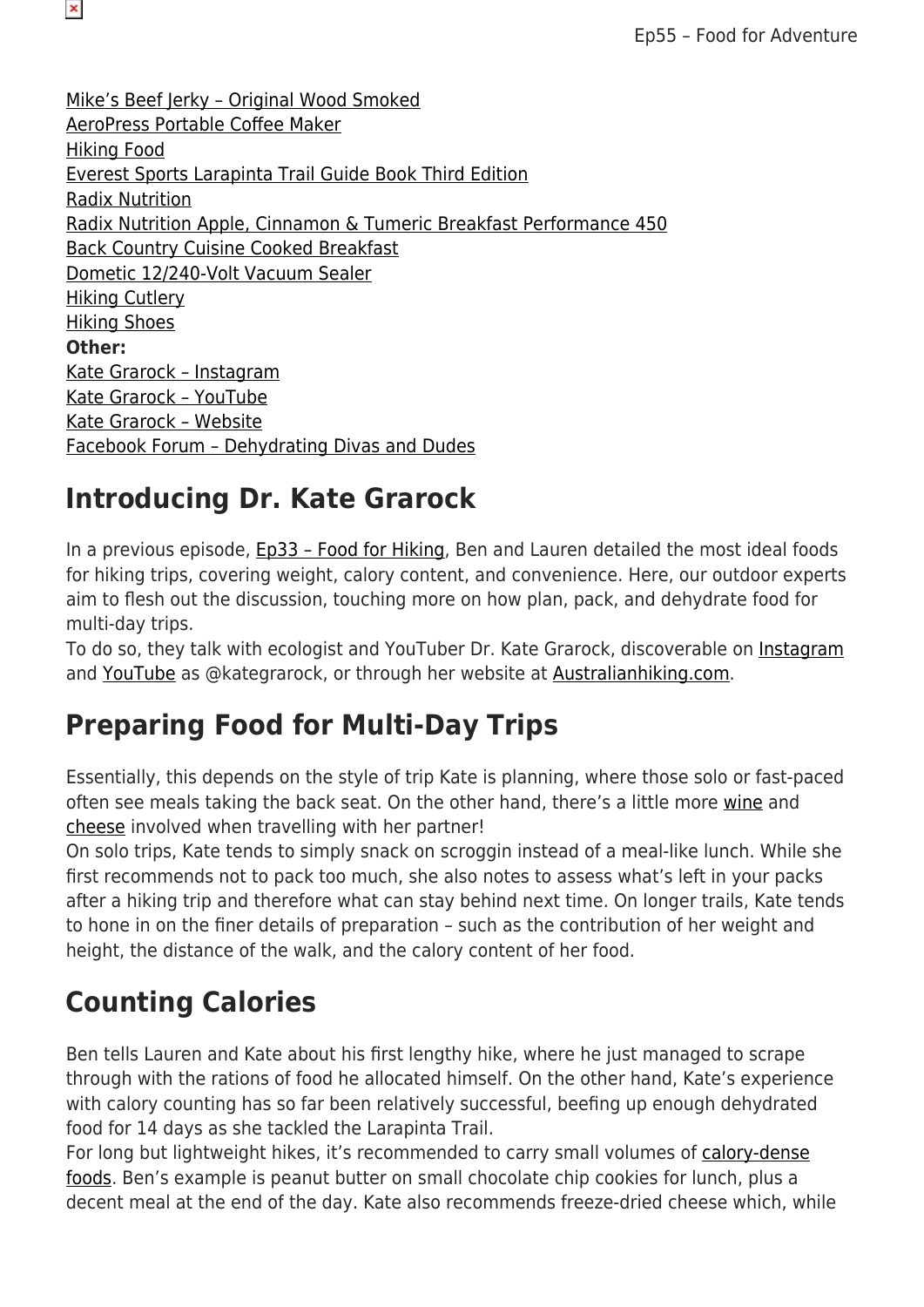Mike's Beef Jerky – Original Wood Smoked
AeroPress Portable Coffee Maker
Hiking Food
Everest Sports Larapinta Trail Guide Book Third Edition
Radix Nutrition
Radix Nutrition Apple, Cinnamon & Tumeric Breakfast Performance 450
Back Country Cuisine Cooked Breakfast
Dometic 12/240-Volt Vacuum Sealer
Hiking Cutlery
Hiking Shoes
**Other:**
Kate Grarock – Instagram
Kate Grarock – YouTube
Kate Grarock – Website
Facebook Forum – Dehydrating Divas and Dudes

## Introducing Dr. Kate Grarock

In a previous episode, Ep33 – Food for Hiking, Ben and Lauren detailed the most ideal foods for hiking trips, covering weight, calory content, and convenience. Here, our outdoor experts aim to flesh out the discussion, touching more on how plan, pack, and dehydrate food for multi-day trips.
To do so, they talk with ecologist and YouTuber Dr. Kate Grarock, discoverable on Instagram and YouTube as @kategrarock, or through her website at Australianhiking.com.

## Preparing Food for Multi-Day Trips

Essentially, this depends on the style of trip Kate is planning, where those solo or fast-paced often see meals taking the back seat. On the other hand, there's a little more wine and cheese involved when travelling with her partner!
On solo trips, Kate tends to simply snack on scroggin instead of a meal-like lunch. While she first recommends not to pack too much, she also notes to assess what's left in your packs after a hiking trip and therefore what can stay behind next time. On longer trails, Kate tends to hone in on the finer details of preparation – such as the contribution of her weight and height, the distance of the walk, and the calory content of her food.

## Counting Calories

Ben tells Lauren and Kate about his first lengthy hike, where he just managed to scrape through with the rations of food he allocated himself. On the other hand, Kate's experience with calory counting has so far been relatively successful, beefing up enough dehydrated food for 14 days as she tackled the Larapinta Trail.
For long but lightweight hikes, it's recommended to carry small volumes of calory-dense foods. Ben's example is peanut butter on small chocolate chip cookies for lunch, plus a decent meal at the end of the day. Kate also recommends freeze-dried cheese which, while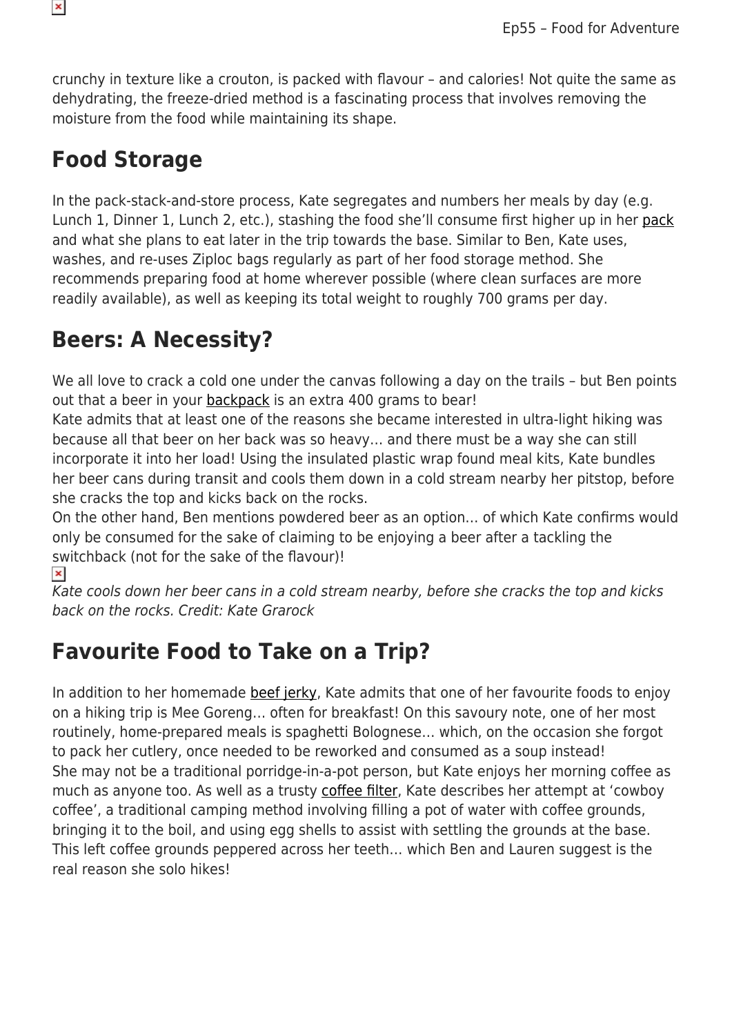crunchy in texture like a crouton, is packed with flavour – and calories! Not quite the same as dehydrating, the freeze-dried method is a fascinating process that involves removing the moisture from the food while maintaining its shape.

## Food Storage

In the pack-stack-and-store process, Kate segregates and numbers her meals by day (e.g. Lunch 1, Dinner 1, Lunch 2, etc.), stashing the food she'll consume first higher up in her pack and what she plans to eat later in the trip towards the base. Similar to Ben, Kate uses, washes, and re-uses Ziploc bags regularly as part of her food storage method. She recommends preparing food at home wherever possible (where clean surfaces are more readily available), as well as keeping its total weight to roughly 700 grams per day.

## Beers: A Necessity?

We all love to crack a cold one under the canvas following a day on the trails – but Ben points out that a beer in your backpack is an extra 400 grams to bear!
Kate admits that at least one of the reasons she became interested in ultra-light hiking was because all that beer on her back was so heavy… and there must be a way she can still incorporate it into her load! Using the insulated plastic wrap found meal kits, Kate bundles her beer cans during transit and cools them down in a cold stream nearby her pitstop, before she cracks the top and kicks back on the rocks.
On the other hand, Ben mentions powdered beer as an option… of which Kate confirms would only be consumed for the sake of claiming to be enjoying a beer after a tackling the switchback (not for the sake of the flavour)!

*Kate cools down her beer cans in a cold stream nearby, before she cracks the top and kicks back on the rocks. Credit: Kate Grarock*

## Favourite Food to Take on a Trip?

In addition to her homemade beef jerky, Kate admits that one of her favourite foods to enjoy on a hiking trip is Mee Goreng… often for breakfast! On this savoury note, one of her most routinely, home-prepared meals is spaghetti Bolognese… which, on the occasion she forgot to pack her cutlery, once needed to be reworked and consumed as a soup instead!
She may not be a traditional porridge-in-a-pot person, but Kate enjoys her morning coffee as much as anyone too. As well as a trusty coffee filter, Kate describes her attempt at 'cowboy coffee', a traditional camping method involving filling a pot of water with coffee grounds, bringing it to the boil, and using egg shells to assist with settling the grounds at the base. This left coffee grounds peppered across her teeth… which Ben and Lauren suggest is the real reason she solo hikes!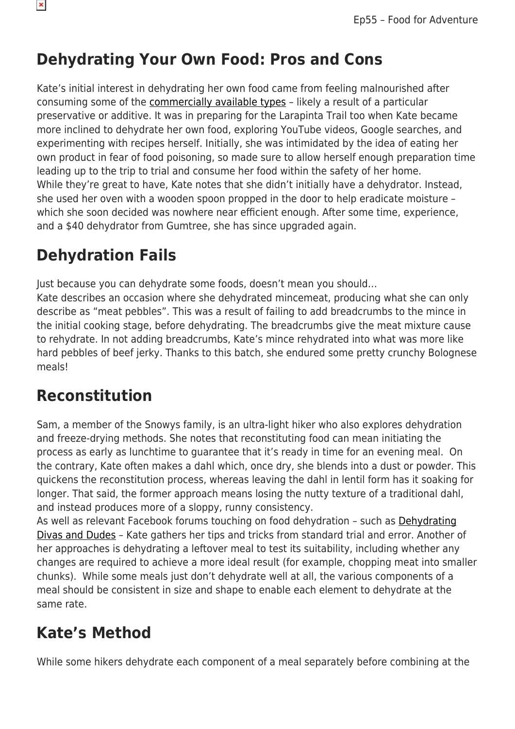## Dehydrating Your Own Food: Pros and Cons

Kate's initial interest in dehydrating her own food came from feeling malnourished after consuming some of the commercially available types – likely a result of a particular preservative or additive. It was in preparing for the Larapinta Trail too when Kate became more inclined to dehydrate her own food, exploring YouTube videos, Google searches, and experimenting with recipes herself. Initially, she was intimidated by the idea of eating her own product in fear of food poisoning, so made sure to allow herself enough preparation time leading up to the trip to trial and consume her food within the safety of her home.
While they're great to have, Kate notes that she didn't initially have a dehydrator. Instead, she used her oven with a wooden spoon propped in the door to help eradicate moisture – which she soon decided was nowhere near efficient enough. After some time, experience, and a $40 dehydrator from Gumtree, she has since upgraded again.

## Dehydration Fails

Just because you can dehydrate some foods, doesn't mean you should…
Kate describes an occasion where she dehydrated mincemeat, producing what she can only describe as "meat pebbles". This was a result of failing to add breadcrumbs to the mince in the initial cooking stage, before dehydrating. The breadcrumbs give the meat mixture cause to rehydrate. In not adding breadcrumbs, Kate's mince rehydrated into what was more like hard pebbles of beef jerky. Thanks to this batch, she endured some pretty crunchy Bolognese meals!

## Reconstitution

Sam, a member of the Snowys family, is an ultra-light hiker who also explores dehydration and freeze-drying methods. She notes that reconstituting food can mean initiating the process as early as lunchtime to guarantee that it's ready in time for an evening meal. On the contrary, Kate often makes a dahl which, once dry, she blends into a dust or powder. This quickens the reconstitution process, whereas leaving the dahl in lentil form has it soaking for longer. That said, the former approach means losing the nutty texture of a traditional dahl, and instead produces more of a sloppy, runny consistency.
As well as relevant Facebook forums touching on food dehydration – such as Dehydrating Divas and Dudes – Kate gathers her tips and tricks from standard trial and error. Another of her approaches is dehydrating a leftover meal to test its suitability, including whether any changes are required to achieve a more ideal result (for example, chopping meat into smaller chunks). While some meals just don't dehydrate well at all, the various components of a meal should be consistent in size and shape to enable each element to dehydrate at the same rate.

## Kate's Method

While some hikers dehydrate each component of a meal separately before combining at the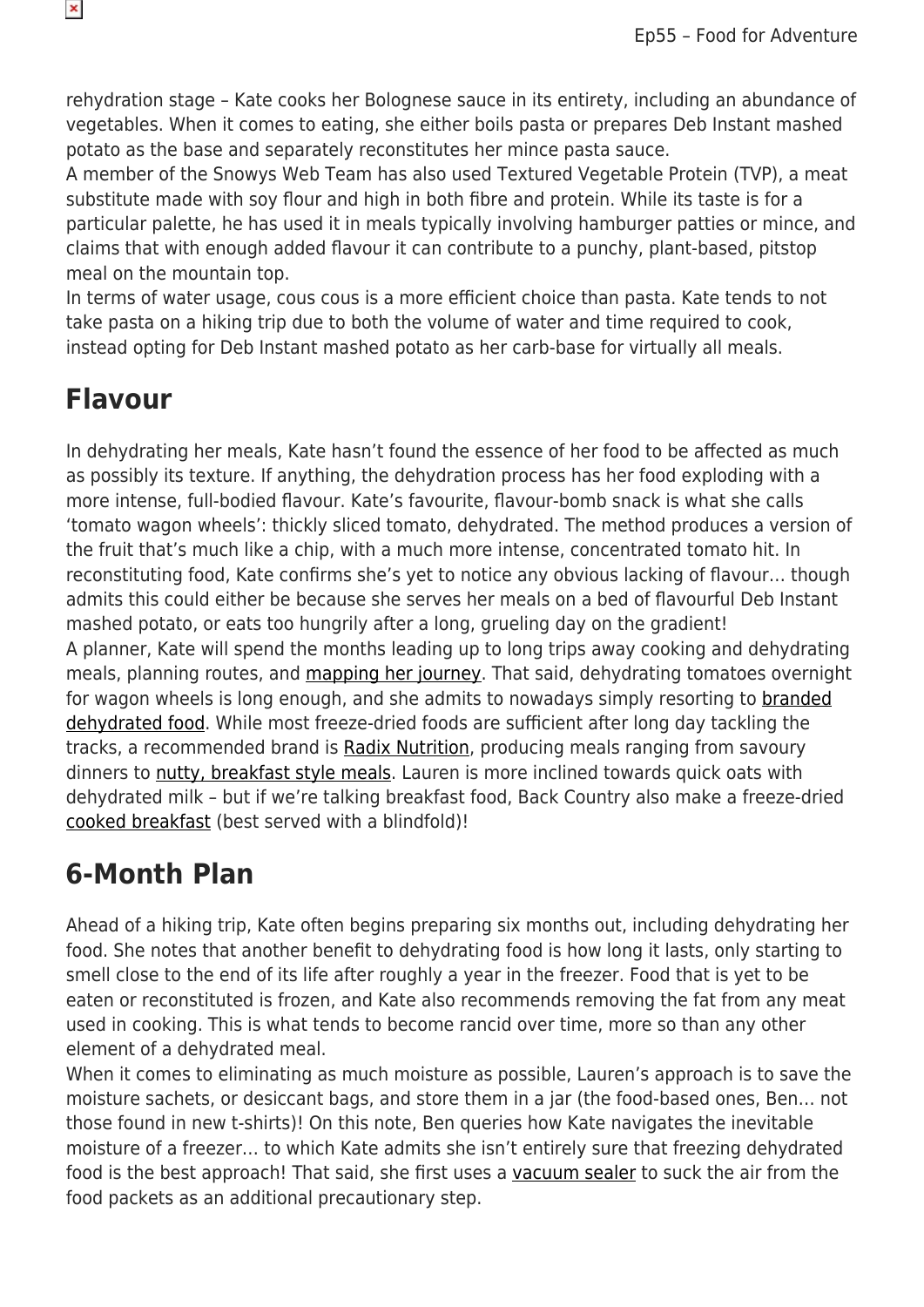rehydration stage – Kate cooks her Bolognese sauce in its entirety, including an abundance of vegetables. When it comes to eating, she either boils pasta or prepares Deb Instant mashed potato as the base and separately reconstitutes her mince pasta sauce.

A member of the Snowys Web Team has also used Textured Vegetable Protein (TVP), a meat substitute made with soy flour and high in both fibre and protein. While its taste is for a particular palette, he has used it in meals typically involving hamburger patties or mince, and claims that with enough added flavour it can contribute to a punchy, plant-based, pitstop meal on the mountain top.

In terms of water usage, cous cous is a more efficient choice than pasta. Kate tends to not take pasta on a hiking trip due to both the volume of water and time required to cook, instead opting for Deb Instant mashed potato as her carb-base for virtually all meals.

## Flavour

In dehydrating her meals, Kate hasn't found the essence of her food to be affected as much as possibly its texture. If anything, the dehydration process has her food exploding with a more intense, full-bodied flavour. Kate's favourite, flavour-bomb snack is what she calls 'tomato wagon wheels': thickly sliced tomato, dehydrated. The method produces a version of the fruit that's much like a chip, with a much more intense, concentrated tomato hit. In reconstituting food, Kate confirms she's yet to notice any obvious lacking of flavour… though admits this could either be because she serves her meals on a bed of flavourful Deb Instant mashed potato, or eats too hungrily after a long, grueling day on the gradient!

A planner, Kate will spend the months leading up to long trips away cooking and dehydrating meals, planning routes, and mapping her journey. That said, dehydrating tomatoes overnight for wagon wheels is long enough, and she admits to nowadays simply resorting to branded dehydrated food. While most freeze-dried foods are sufficient after long day tackling the tracks, a recommended brand is Radix Nutrition, producing meals ranging from savoury dinners to nutty, breakfast style meals. Lauren is more inclined towards quick oats with dehydrated milk – but if we're talking breakfast food, Back Country also make a freeze-dried cooked breakfast (best served with a blindfold)!

## 6-Month Plan

Ahead of a hiking trip, Kate often begins preparing six months out, including dehydrating her food. She notes that another benefit to dehydrating food is how long it lasts, only starting to smell close to the end of its life after roughly a year in the freezer. Food that is yet to be eaten or reconstituted is frozen, and Kate also recommends removing the fat from any meat used in cooking. This is what tends to become rancid over time, more so than any other element of a dehydrated meal.

When it comes to eliminating as much moisture as possible, Lauren's approach is to save the moisture sachets, or desiccant bags, and store them in a jar (the food-based ones, Ben… not those found in new t-shirts)! On this note, Ben queries how Kate navigates the inevitable moisture of a freezer… to which Kate admits she isn't entirely sure that freezing dehydrated food is the best approach! That said, she first uses a vacuum sealer to suck the air from the food packets as an additional precautionary step.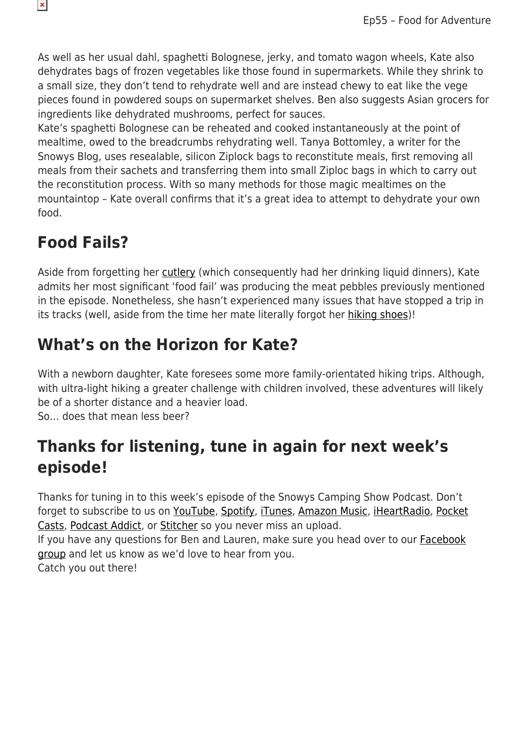As well as her usual dahl, spaghetti Bolognese, jerky, and tomato wagon wheels, Kate also dehydrates bags of frozen vegetables like those found in supermarkets. While they shrink to a small size, they don't tend to rehydrate well and are instead chewy to eat like the vege pieces found in powdered soups on supermarket shelves. Ben also suggests Asian grocers for ingredients like dehydrated mushrooms, perfect for sauces.
Kate's spaghetti Bolognese can be reheated and cooked instantaneously at the point of mealtime, owed to the breadcrumbs rehydrating well. Tanya Bottomley, a writer for the Snowys Blog, uses resealable, silicon Ziplock bags to reconstitute meals, first removing all meals from their sachets and transferring them into small Ziploc bags in which to carry out the reconstitution process. With so many methods for those magic mealtimes on the mountaintop – Kate overall confirms that it's a great idea to attempt to dehydrate your own food.

## Food Fails?

Aside from forgetting her cutlery (which consequently had her drinking liquid dinners), Kate admits her most significant 'food fail' was producing the meat pebbles previously mentioned in the episode. Nonetheless, she hasn't experienced many issues that have stopped a trip in its tracks (well, aside from the time her mate literally forgot her hiking shoes)!

## What's on the Horizon for Kate?

With a newborn daughter, Kate foresees some more family-orientated hiking trips. Although, with ultra-light hiking a greater challenge with children involved, these adventures will likely be of a shorter distance and a heavier load.
So… does that mean less beer?

## Thanks for listening, tune in again for next week's episode!

Thanks for tuning in to this week's episode of the Snowys Camping Show Podcast. Don't forget to subscribe to us on YouTube, Spotify, iTunes, Amazon Music, iHeartRadio, Pocket Casts, Podcast Addict, or Stitcher so you never miss an upload.
If you have any questions for Ben and Lauren, make sure you head over to our Facebook group and let us know as we'd love to hear from you.
Catch you out there!